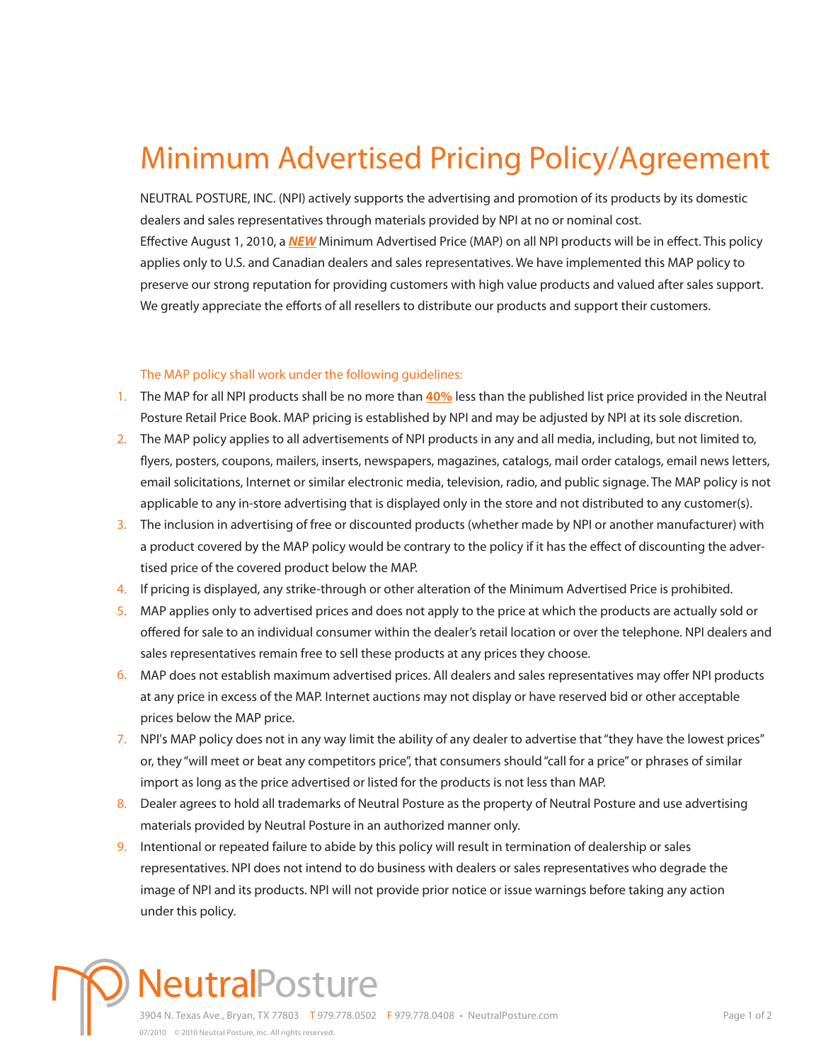# Minimum Advertised Pricing Policy/Agreement

NEUTRAL POSTURE, INC. (NPI) actively supports the advertising and promotion of its products by its domestic dealers and sales representatives through materials provided by NPI at no or nominal cost.
Effective August 1, 2010, a ***NEW*** Minimum Advertised Price (MAP) on all NPI products will be in effect. This policy applies only to U.S. and Canadian dealers and sales representatives. We have implemented this MAP policy to preserve our strong reputation for providing customers with high value products and valued after sales support. We greatly appreciate the efforts of all resellers to distribute our products and support their customers.

The MAP policy shall work under the following guidelines:

1. The MAP for all NPI products shall be no more than **40%** less than the published list price provided in the Neutral Posture Retail Price Book. MAP pricing is established by NPI and may be adjusted by NPI at its sole discretion.
2. The MAP policy applies to all advertisements of NPI products in any and all media, including, but not limited to, flyers, posters, coupons, mailers, inserts, newspapers, magazines, catalogs, mail order catalogs, email news letters, email solicitations, Internet or similar electronic media, television, radio, and public signage. The MAP policy is not applicable to any in-store advertising that is displayed only in the store and not distributed to any customer(s).
3. The inclusion in advertising of free or discounted products (whether made by NPI or another manufacturer) with a product covered by the MAP policy would be contrary to the policy if it has the effect of discounting the advertised price of the covered product below the MAP.
4. If pricing is displayed, any strike-through or other alteration of the Minimum Advertised Price is prohibited.
5. MAP applies only to advertised prices and does not apply to the price at which the products are actually sold or offered for sale to an individual consumer within the dealer's retail location or over the telephone. NPI dealers and sales representatives remain free to sell these products at any prices they choose.
6. MAP does not establish maximum advertised prices. All dealers and sales representatives may offer NPI products at any price in excess of the MAP. Internet auctions may not display or have reserved bid or other acceptable prices below the MAP price.
7. NPI's MAP policy does not in any way limit the ability of any dealer to advertise that "they have the lowest prices" or, they "will meet or beat any competitors price", that consumers should "call for a price" or phrases of similar import as long as the price advertised or listed for the products is not less than MAP.
8. Dealer agrees to hold all trademarks of Neutral Posture as the property of Neutral Posture and use advertising materials provided by Neutral Posture in an authorized manner only.
9. Intentional or repeated failure to abide by this policy will result in termination of dealership or sales representatives. NPI does not intend to do business with dealers or sales representatives who degrade the image of NPI and its products. NPI will not provide prior notice or issue warnings before taking any action under this policy.

NeutralPosture

3904 N. Texas Ave., Bryan, TX 77803 T 979.778.0502 F 979.778.0408 • NeutralPosture.com

07/2010 © 2010 Neutral Posture, Inc. All rights reserved.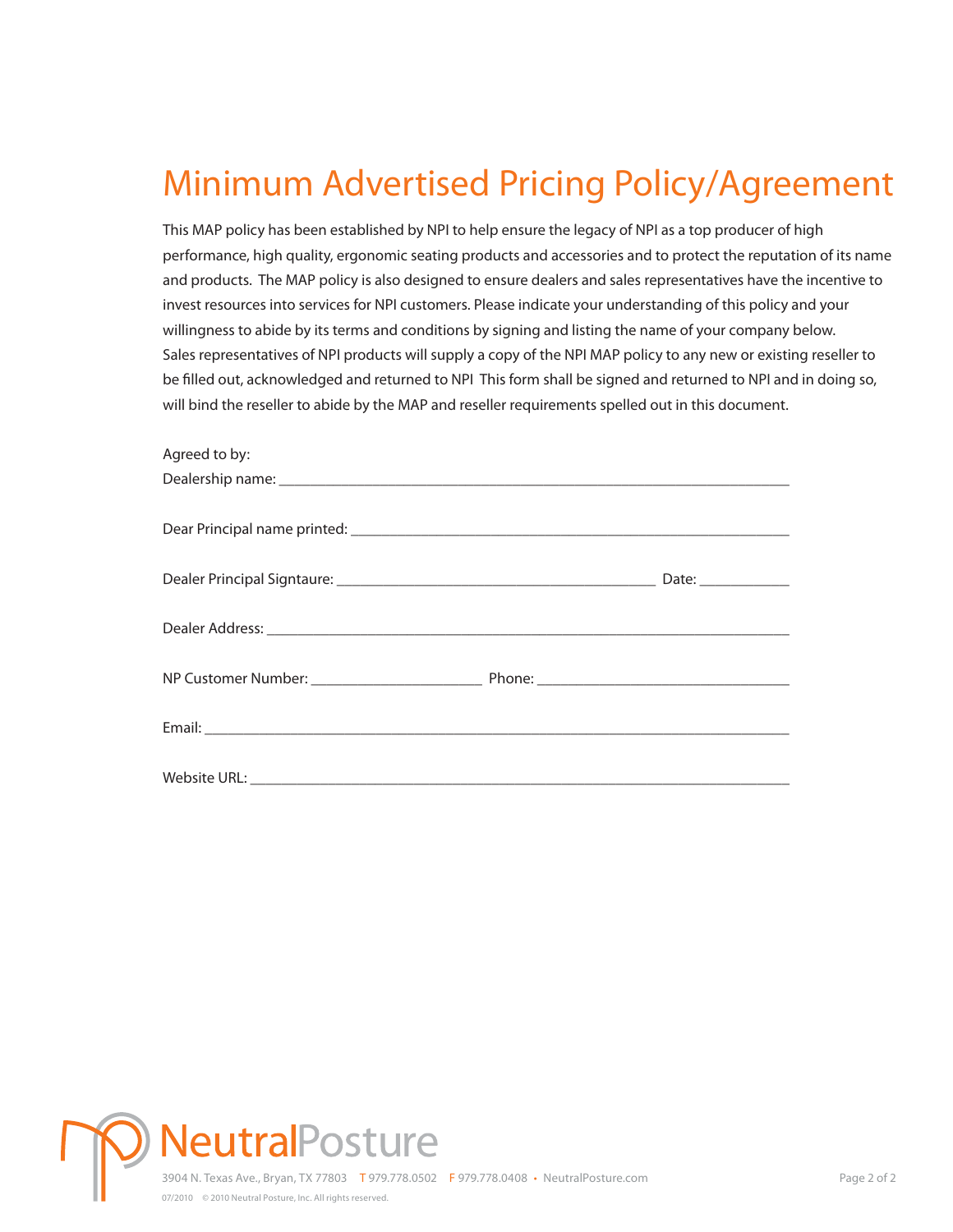# Minimum Advertised Pricing Policy/Agreement

This MAP policy has been established by NPI to help ensure the legacy of NPI as a top producer of high performance, high quality, ergonomic seating products and accessories and to protect the reputation of its name and products. The MAP policy is also designed to ensure dealers and sales representatives have the incentive to invest resources into services for NPI customers. Please indicate your understanding of this policy and your willingness to abide by its terms and conditions by signing and listing the name of your company below. Sales representatives of NPI products will supply a copy of the NPI MAP policy to any new or existing reseller to be filled out, acknowledged and returned to NPI This form shall be signed and returned to NPI and in doing so, will bind the reseller to abide by the MAP and reseller requirements spelled out in this document.

Agreed to by:

Dealership name: ___________________________________________________________________

Dear Principal name printed: _______________________________________________________

Dealer Principal Signtaure: ________________________________________ Date: ____________

Dealer Address: ____________________________________________________________________

NP Customer Number: ______________________ Phone: _________________________________

Email: _____________________________________________________________________________

Website URL: _______________________________________________________________________

NeutralPosture

3904 N. Texas Ave., Bryan, TX 77803 T 979.778.0502 F 979.778.0408 • NeutralPosture.com

07/2010 © 2010 Neutral Posture, Inc. All rights reserved.